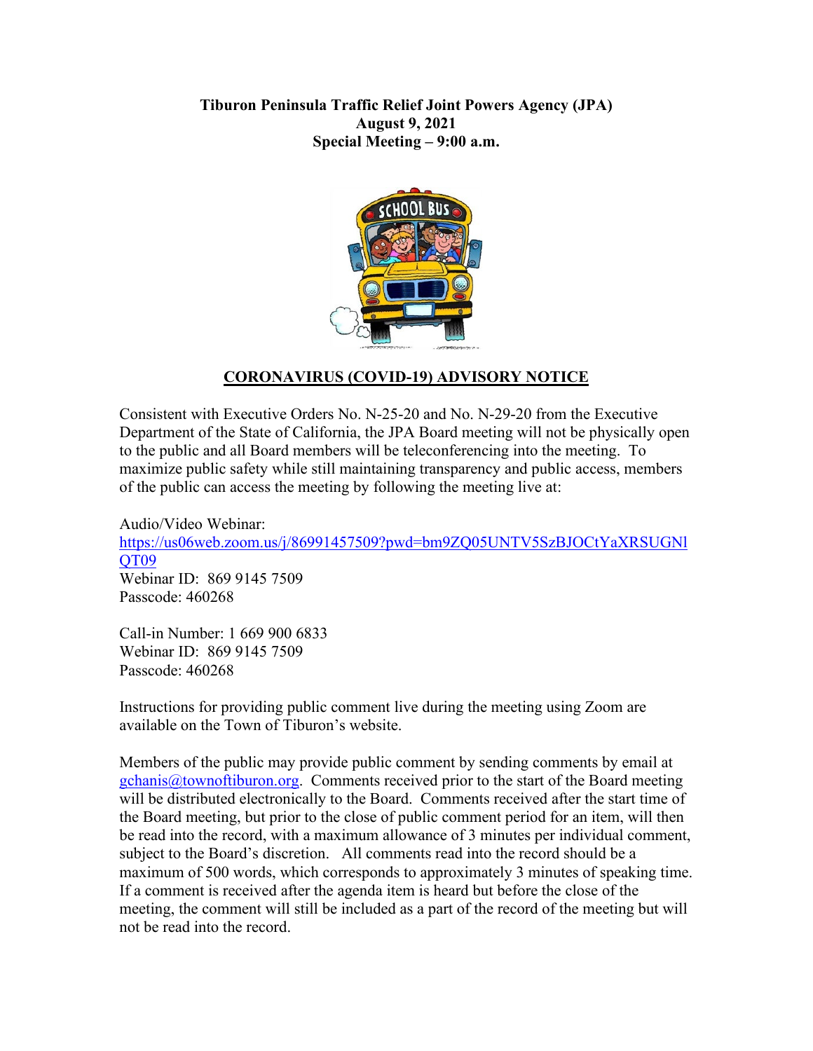**Tiburon Peninsula Traffic Relief Joint Powers Agency (JPA)**
**August 9, 2021**
**Special Meeting – 9:00 a.m.**

## CORONAVIRUS (COVID-19) ADVISORY NOTICE

Consistent with Executive Orders No. N-25-20 and No. N-29-20 from the Executive Department of the State of California, the JPA Board meeting will not be physically open to the public and all Board members will be teleconferencing into the meeting. To maximize public safety while still maintaining transparency and public access, members of the public can access the meeting by following the meeting live at:

Audio/Video Webinar:
https://us06web.zoom.us/j/86991457509?pwd=bm9ZQ05UNTV5SzBJOCtYaXRSUGNlQT09
Webinar ID: 869 9145 7509
Passcode: 460268

Call-in Number: 1 669 900 6833
Webinar ID: 869 9145 7509
Passcode: 460268

Instructions for providing public comment live during the meeting using Zoom are available on the Town of Tiburon's website.

Members of the public may provide public comment by sending comments by email at gchanis@townoftiburon.org. Comments received prior to the start of the Board meeting will be distributed electronically to the Board. Comments received after the start time of the Board meeting, but prior to the close of public comment period for an item, will then be read into the record, with a maximum allowance of 3 minutes per individual comment, subject to the Board's discretion. All comments read into the record should be a maximum of 500 words, which corresponds to approximately 3 minutes of speaking time. If a comment is received after the agenda item is heard but before the close of the meeting, the comment will still be included as a part of the record of the meeting but will not be read into the record.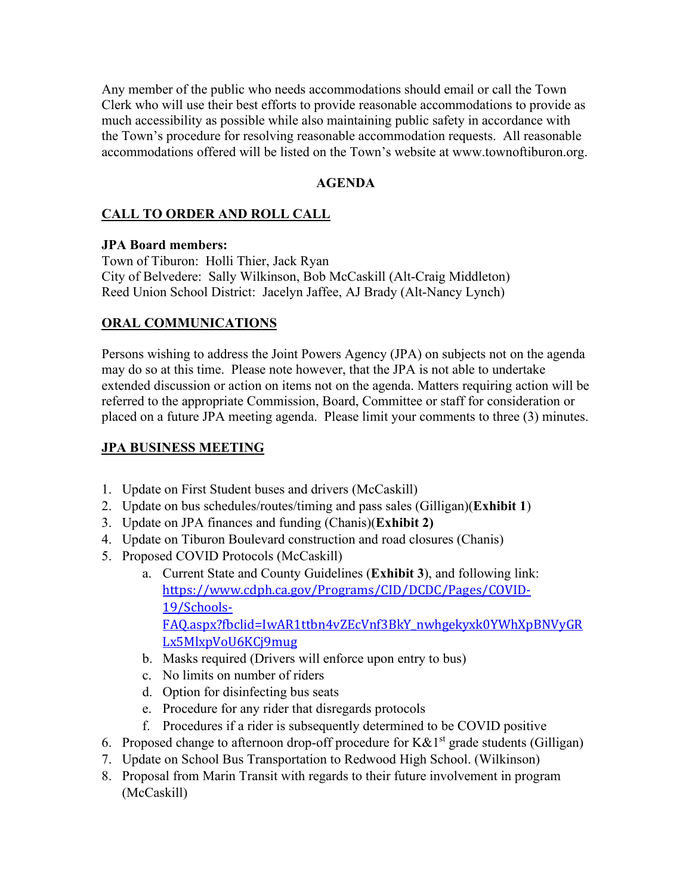Any member of the public who needs accommodations should email or call the Town Clerk who will use their best efforts to provide reasonable accommodations to provide as much accessibility as possible while also maintaining public safety in accordance with the Town's procedure for resolving reasonable accommodation requests. All reasonable accommodations offered will be listed on the Town's website at www.townoftiburon.org.

## AGENDA

## CALL TO ORDER AND ROLL CALL

**JPA Board members:**
Town of Tiburon: Holli Thier, Jack Ryan
City of Belvedere: Sally Wilkinson, Bob McCaskill (Alt-Craig Middleton)
Reed Union School District: Jacelyn Jaffee, AJ Brady (Alt-Nancy Lynch)

## ORAL COMMUNICATIONS

Persons wishing to address the Joint Powers Agency (JPA) on subjects not on the agenda may do so at this time. Please note however, that the JPA is not able to undertake extended discussion or action on items not on the agenda. Matters requiring action will be referred to the appropriate Commission, Board, Committee or staff for consideration or placed on a future JPA meeting agenda. Please limit your comments to three (3) minutes.

## JPA BUSINESS MEETING

1. Update on First Student buses and drivers (McCaskill)
2. Update on bus schedules/routes/timing and pass sales (Gilligan)(**Exhibit 1**)
3. Update on JPA finances and funding (Chanis)(**Exhibit 2)**
4. Update on Tiburon Boulevard construction and road closures (Chanis)
5. Proposed COVID Protocols (McCaskill)
   a. Current State and County Guidelines (**Exhibit 3**), and following link: https://www.cdph.ca.gov/Programs/CID/DCDC/Pages/COVID-19/Schools-FAQ.aspx?fbclid=IwAR1ttbn4vZEcVnf3BkY_nwhgekyxk0YWhXpBNVyGRLx5MlxpVoU6KCj9mug
   b. Masks required (Drivers will enforce upon entry to bus)
   c. No limits on number of riders
   d. Option for disinfecting bus seats
   e. Procedure for any rider that disregards protocols
   f. Procedures if a rider is subsequently determined to be COVID positive
6. Proposed change to afternoon drop-off procedure for K&1st grade students (Gilligan)
7. Update on School Bus Transportation to Redwood High School. (Wilkinson)
8. Proposal from Marin Transit with regards to their future involvement in program (McCaskill)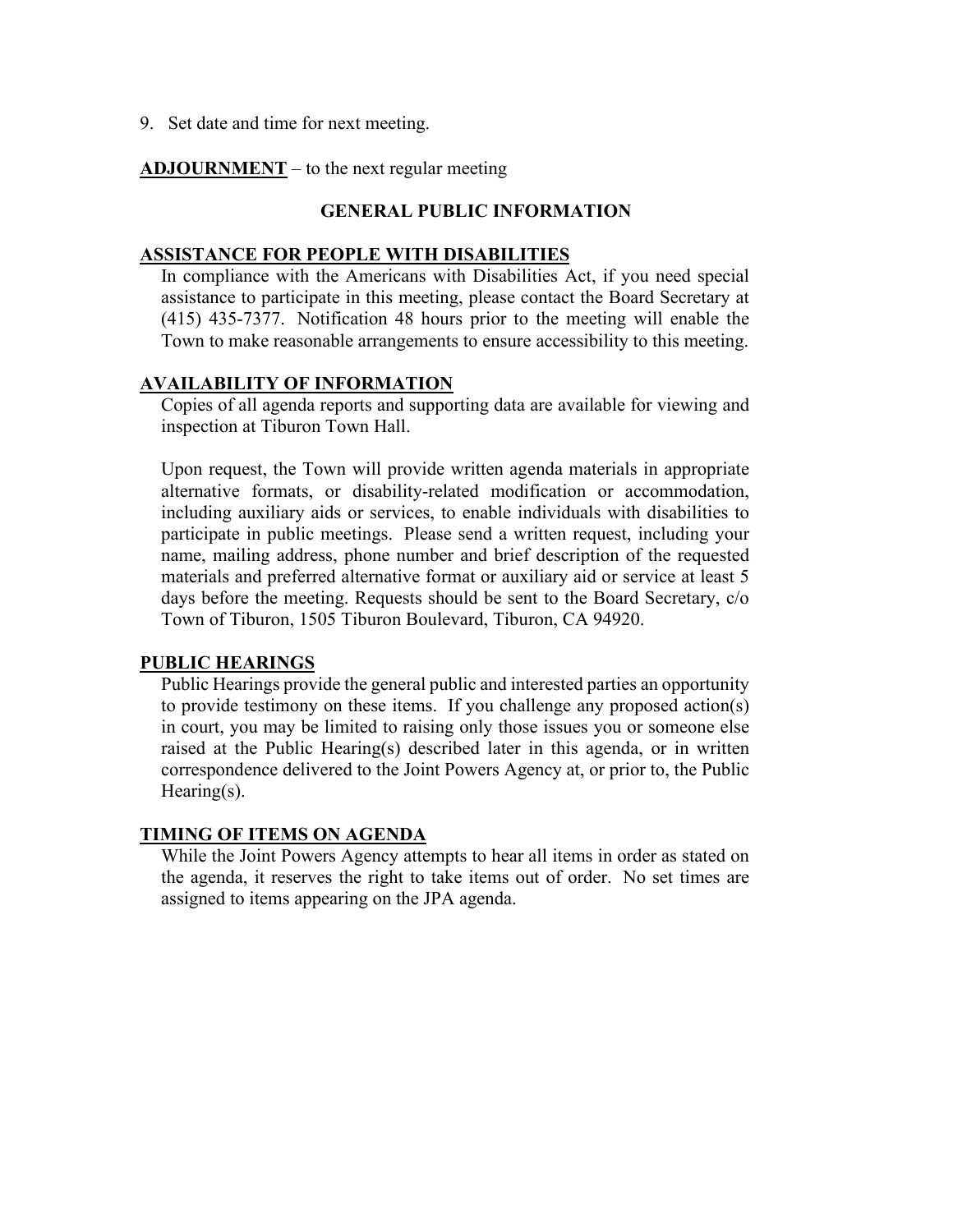9. Set date and time for next meeting.

**ADJOURNMENT** – to the next regular meeting

## GENERAL PUBLIC INFORMATION

### ASSISTANCE FOR PEOPLE WITH DISABILITIES

In compliance with the Americans with Disabilities Act, if you need special assistance to participate in this meeting, please contact the Board Secretary at (415) 435-7377. Notification 48 hours prior to the meeting will enable the Town to make reasonable arrangements to ensure accessibility to this meeting.

### AVAILABILITY OF INFORMATION

Copies of all agenda reports and supporting data are available for viewing and inspection at Tiburon Town Hall.

Upon request, the Town will provide written agenda materials in appropriate alternative formats, or disability-related modification or accommodation, including auxiliary aids or services, to enable individuals with disabilities to participate in public meetings. Please send a written request, including your name, mailing address, phone number and brief description of the requested materials and preferred alternative format or auxiliary aid or service at least 5 days before the meeting. Requests should be sent to the Board Secretary, c/o Town of Tiburon, 1505 Tiburon Boulevard, Tiburon, CA 94920.

### PUBLIC HEARINGS

Public Hearings provide the general public and interested parties an opportunity to provide testimony on these items. If you challenge any proposed action(s) in court, you may be limited to raising only those issues you or someone else raised at the Public Hearing(s) described later in this agenda, or in written correspondence delivered to the Joint Powers Agency at, or prior to, the Public Hearing(s).

### TIMING OF ITEMS ON AGENDA

While the Joint Powers Agency attempts to hear all items in order as stated on the agenda, it reserves the right to take items out of order. No set times are assigned to items appearing on the JPA agenda.